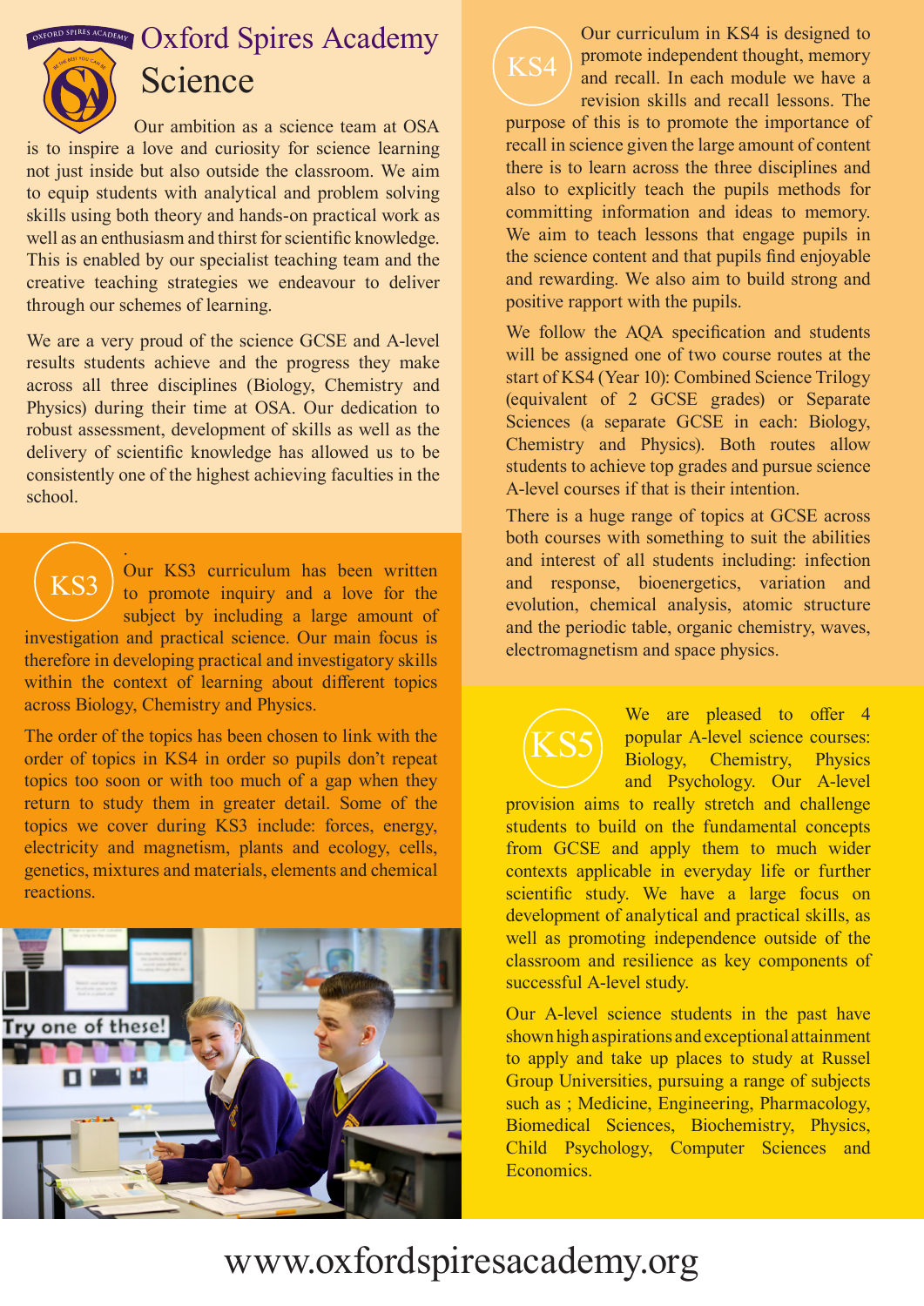# Oxford Spires Academy

## Science

Our ambition as a science team at OSA is to inspire a love and curiosity for science learning not just inside but also outside the classroom. We aim to equip students with analytical and problem solving skills using both theory and hands-on practical work as well as an enthusiasm and thirst for scientific knowledge. This is enabled by our specialist teaching team and the creative teaching strategies we endeavour to deliver through our schemes of learning.

We are a very proud of the science GCSE and A-level results students achieve and the progress they make across all three disciplines (Biology, Chemistry and Physics) during their time at OSA. Our dedication to robust assessment, development of skills as well as the delivery of scientific knowledge has allowed us to be consistently one of the highest achieving faculties in the school.

## KS3

Our KS3 curriculum has been written to promote inquiry and a love for the subject by including a large amount of investigation and practical science. Our main focus is therefore in developing practical and investigatory skills within the context of learning about different topics across Biology, Chemistry and Physics.

The order of the topics has been chosen to link with the order of topics in KS4 in order so pupils don't repeat topics too soon or with too much of a gap when they return to study them in greater detail. Some of the topics we cover during KS3 include: forces, energy, electricity and magnetism, plants and ecology, cells, genetics, mixtures and materials, elements and chemical reactions.

## KS4

Our curriculum in KS4 is designed to promote independent thought, memory and recall. In each module we have a revision skills and recall lessons. The purpose of this is to promote the importance of recall in science given the large amount of content there is to learn across the three disciplines and also to explicitly teach the pupils methods for committing information and ideas to memory. We aim to teach lessons that engage pupils in the science content and that pupils find enjoyable and rewarding. We also aim to build strong and positive rapport with the pupils.

We follow the AQA specification and students will be assigned one of two course routes at the start of KS4 (Year 10): Combined Science Trilogy (equivalent of 2 GCSE grades) or Separate Sciences (a separate GCSE in each: Biology, Chemistry and Physics). Both routes allow students to achieve top grades and pursue science A-level courses if that is their intention.

There is a huge range of topics at GCSE across both courses with something to suit the abilities and interest of all students including: infection and response, bioenergetics, variation and evolution, chemical analysis, atomic structure and the periodic table, organic chemistry, waves, electromagnetism and space physics.

## KS5

We are pleased to offer 4 popular A-level science courses: Biology, Chemistry, Physics and Psychology. Our A-level provision aims to really stretch and challenge students to build on the fundamental concepts from GCSE and apply them to much wider contexts applicable in everyday life or further scientific study. We have a large focus on development of analytical and practical skills, as well as promoting independence outside of the classroom and resilience as key components of successful A-level study.

Our A-level science students in the past have shown high aspirations and exceptional attainment to apply and take up places to study at Russel Group Universities, pursuing a range of subjects such as ; Medicine, Engineering, Pharmacology, Biomedical Sciences, Biochemistry, Physics, Child Psychology, Computer Sciences and Economics.

www.oxfordspiresacademy.org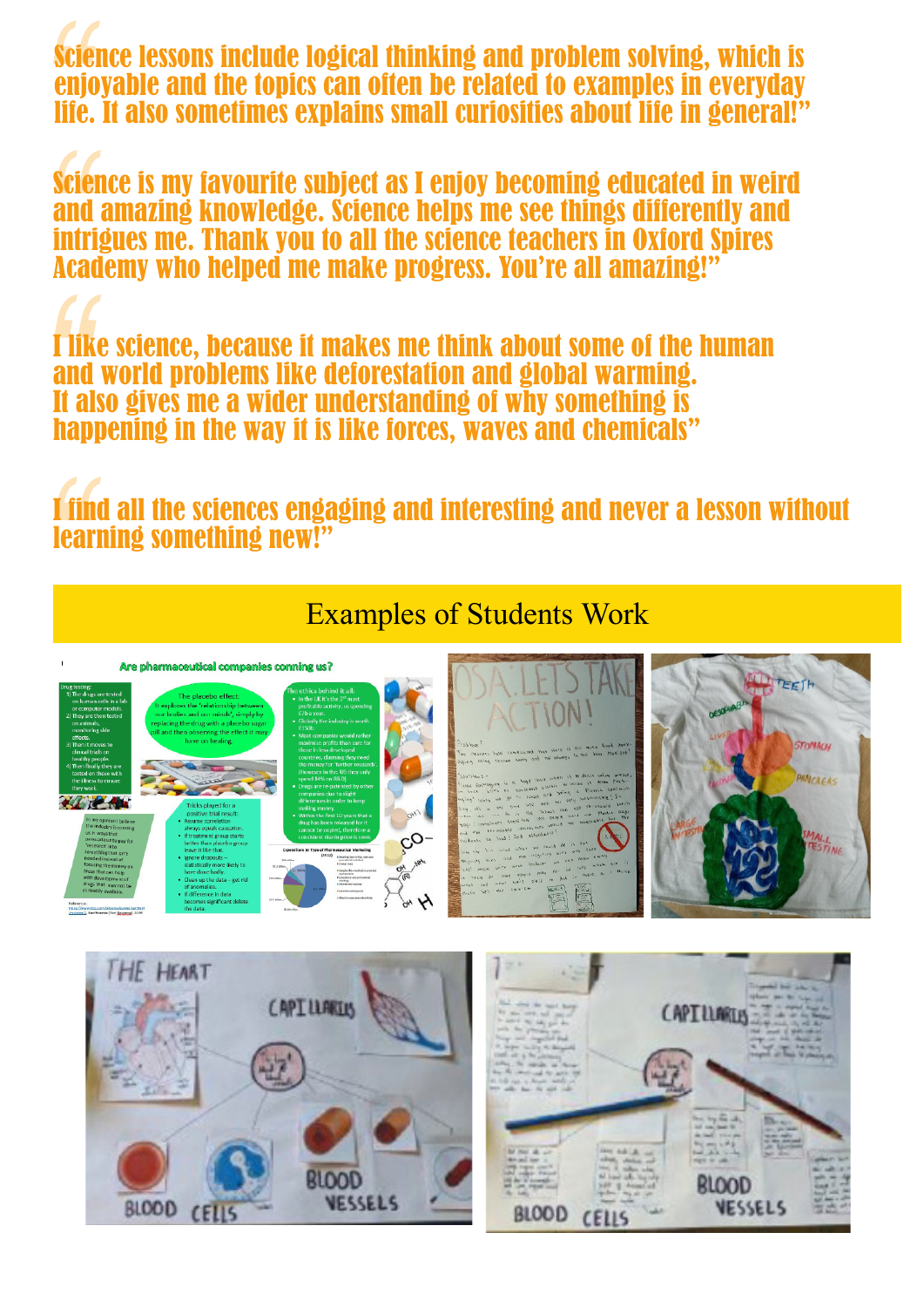Science lessons include logical thinking and problem solving, which is enjoyable and the topics can often be related to examples in everyday life. It also sometimes explains small curiosities about life in general!"

Science is my favourite subject as I enjoy becoming educated in weird and amazing knowledge. Science helps me see things differently and intrigues me. Thank you to all the science teachers in Oxford Spires Academy who helped me make progress. You're all amazing!"

I like science, because it makes me think about some of the human and world problems like deforestation and global warming. It also gives me a wider understanding of why something is happening in the way it is like forces, waves and chemicals"

I find all the sciences engaging and interesting and never a lesson without learning something new!"

## Examples of Students Work